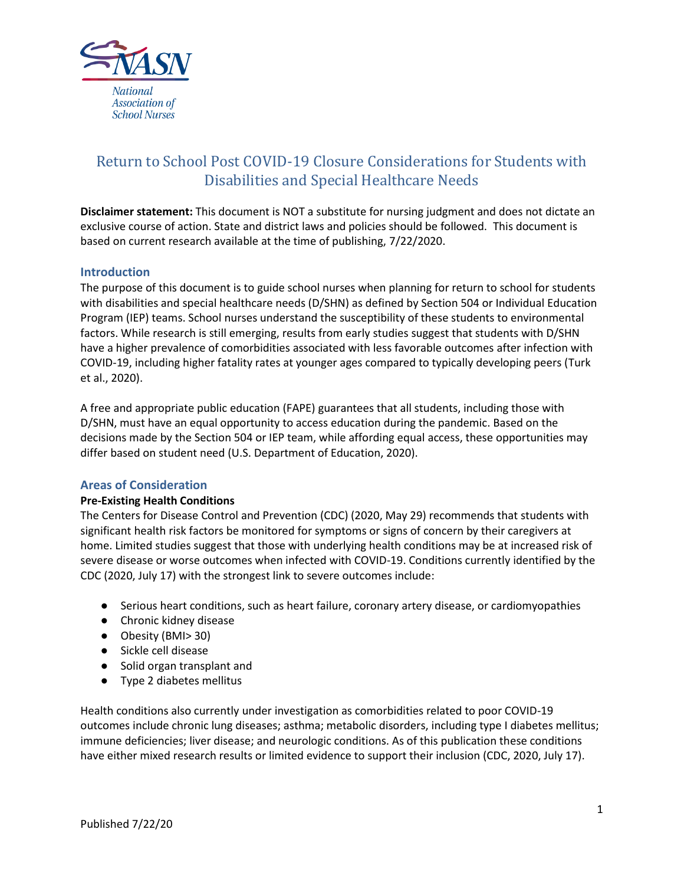# Return to School Post COVID-19 Closure Considerations for Students with Disabilities and Special Healthcare Needs

**Disclaimer statement:** This document is NOT a substitute for nursing judgment and does not dictate an exclusive course of action. State and district laws and policies should be followed. This document is based on current research available at the time of publishing, 7/22/2020.

## Introduction

The purpose of this document is to guide school nurses when planning for return to school for students with disabilities and special healthcare needs (D/SHN) as defined by Section 504 or Individual Education Program (IEP) teams. School nurses understand the susceptibility of these students to environmental factors. While research is still emerging, results from early studies suggest that students with D/SHN have a higher prevalence of comorbidities associated with less favorable outcomes after infection with COVID-19, including higher fatality rates at younger ages compared to typically developing peers (Turk et al., 2020).

A free and appropriate public education (FAPE) guarantees that all students, including those with D/SHN, must have an equal opportunity to access education during the pandemic. Based on the decisions made by the Section 504 or IEP team, while affording equal access, these opportunities may differ based on student need (U.S. Department of Education, 2020).

## Areas of Consideration

### Pre-Existing Health Conditions

The Centers for Disease Control and Prevention (CDC) (2020, May 29) recommends that students with significant health risk factors be monitored for symptoms or signs of concern by their caregivers at home. Limited studies suggest that those with underlying health conditions may be at increased risk of severe disease or worse outcomes when infected with COVID-19. Conditions currently identified by the CDC (2020, July 17) with the strongest link to severe outcomes include:

- Serious heart conditions, such as heart failure, coronary artery disease, or cardiomyopathies
- Chronic kidney disease
- Obesity (BMI> 30)
- Sickle cell disease
- Solid organ transplant and
- Type 2 diabetes mellitus

Health conditions also currently under investigation as comorbidities related to poor COVID-19 outcomes include chronic lung diseases; asthma; metabolic disorders, including type I diabetes mellitus; immune deficiencies; liver disease; and neurologic conditions. As of this publication these conditions have either mixed research results or limited evidence to support their inclusion (CDC, 2020, July 17).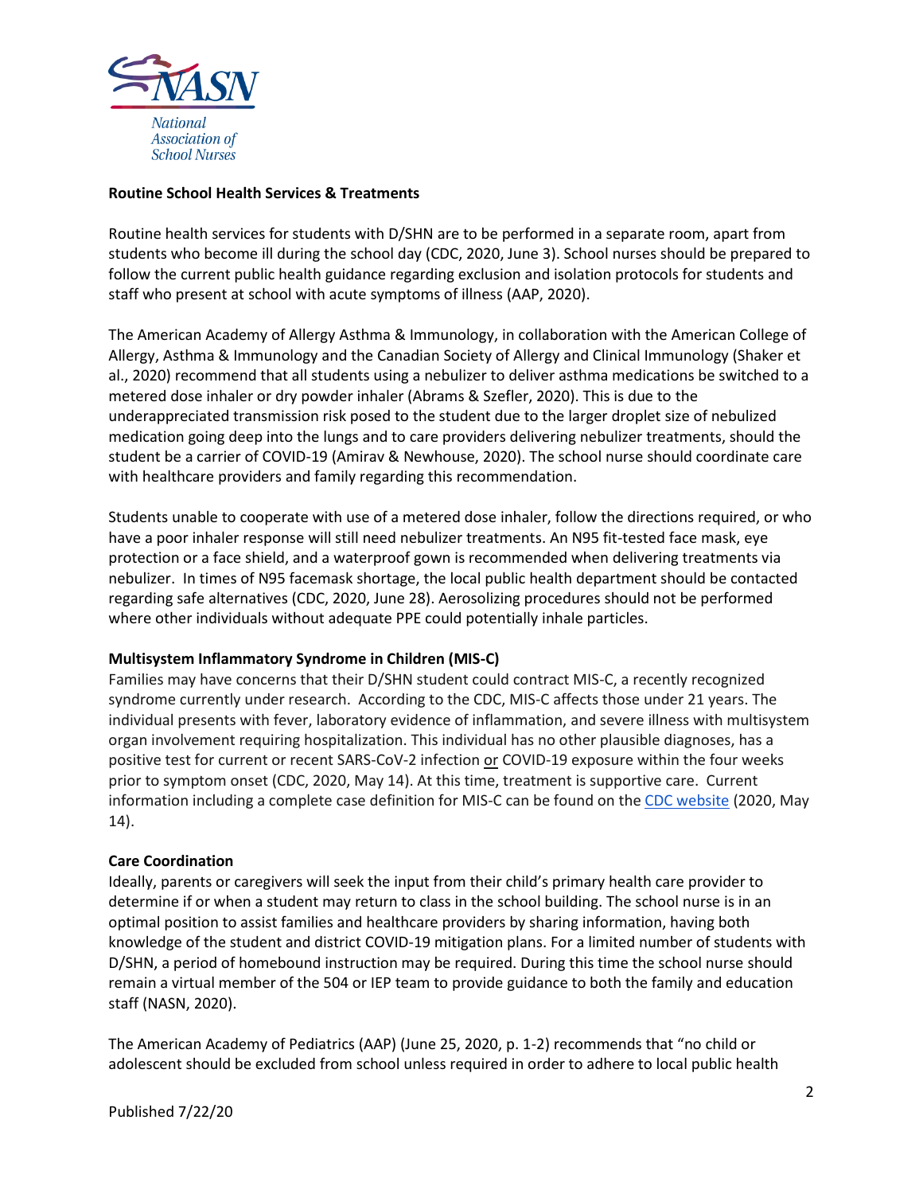**Routine School Health Services & Treatments**

Routine health services for students with D/SHN are to be performed in a separate room, apart from students who become ill during the school day (CDC, 2020, June 3). School nurses should be prepared to follow the current public health guidance regarding exclusion and isolation protocols for students and staff who present at school with acute symptoms of illness (AAP, 2020).

The American Academy of Allergy Asthma & Immunology, in collaboration with the American College of Allergy, Asthma & Immunology and the Canadian Society of Allergy and Clinical Immunology (Shaker et al., 2020) recommend that all students using a nebulizer to deliver asthma medications be switched to a metered dose inhaler or dry powder inhaler (Abrams & Szefler, 2020). This is due to the underappreciated transmission risk posed to the student due to the larger droplet size of nebulized medication going deep into the lungs and to care providers delivering nebulizer treatments, should the student be a carrier of COVID-19 (Amirav & Newhouse, 2020). The school nurse should coordinate care with healthcare providers and family regarding this recommendation.

Students unable to cooperate with use of a metered dose inhaler, follow the directions required, or who have a poor inhaler response will still need nebulizer treatments. An N95 fit-tested face mask, eye protection or a face shield, and a waterproof gown is recommended when delivering treatments via nebulizer. In times of N95 facemask shortage, the local public health department should be contacted regarding safe alternatives (CDC, 2020, June 28). Aerosolizing procedures should not be performed where other individuals without adequate PPE could potentially inhale particles.

**Multisystem Inflammatory Syndrome in Children (MIS-C)**

Families may have concerns that their D/SHN student could contract MIS-C, a recently recognized syndrome currently under research. According to the CDC, MIS-C affects those under 21 years. The individual presents with fever, laboratory evidence of inflammation, and severe illness with multisystem organ involvement requiring hospitalization. This individual has no other plausible diagnoses, has a positive test for current or recent SARS-CoV-2 infection or COVID-19 exposure within the four weeks prior to symptom onset (CDC, 2020, May 14). At this time, treatment is supportive care. Current information including a complete case definition for MIS-C can be found on the CDC website (2020, May 14).

**Care Coordination**

Ideally, parents or caregivers will seek the input from their child's primary health care provider to determine if or when a student may return to class in the school building. The school nurse is in an optimal position to assist families and healthcare providers by sharing information, having both knowledge of the student and district COVID-19 mitigation plans. For a limited number of students with D/SHN, a period of homebound instruction may be required. During this time the school nurse should remain a virtual member of the 504 or IEP team to provide guidance to both the family and education staff (NASN, 2020).

The American Academy of Pediatrics (AAP) (June 25, 2020, p. 1-2) recommends that "no child or adolescent should be excluded from school unless required in order to adhere to local public health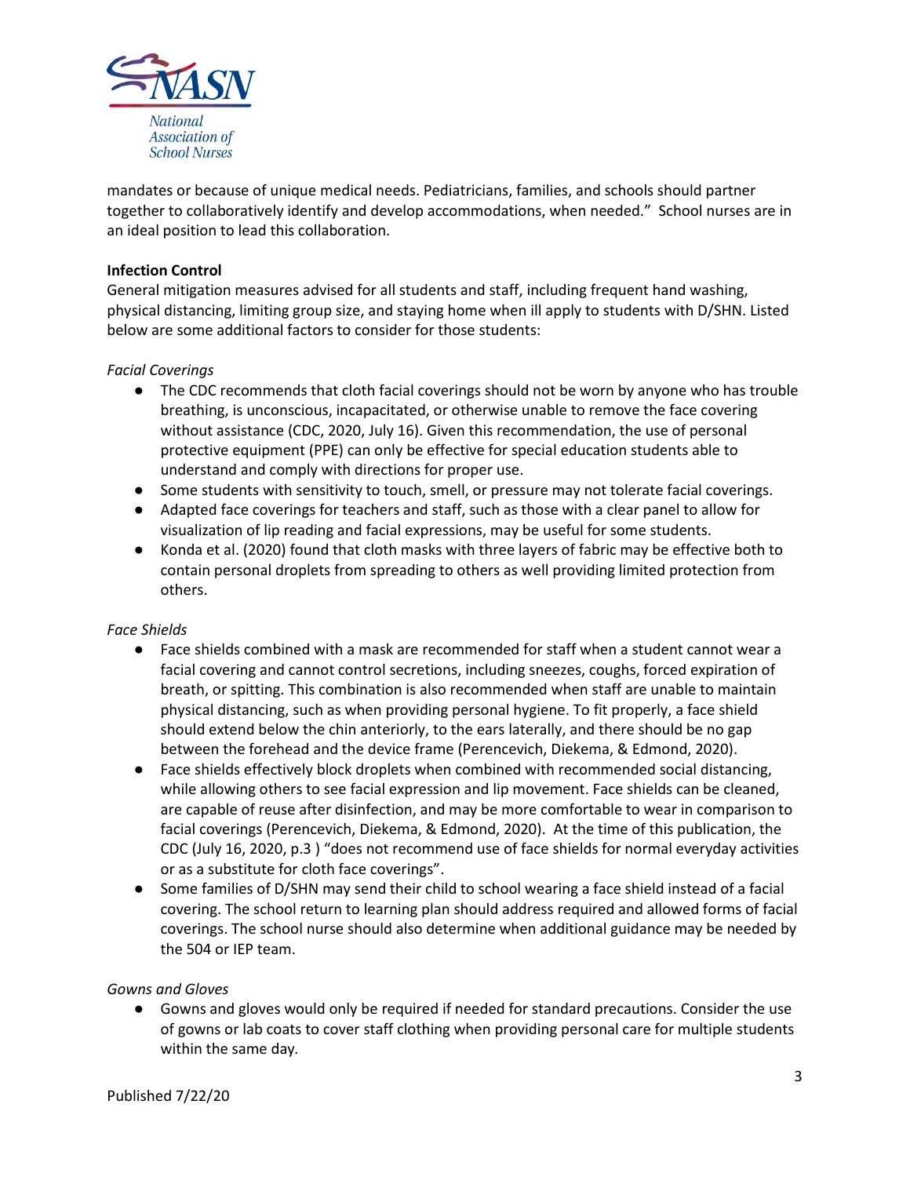mandates or because of unique medical needs. Pediatricians, families, and schools should partner together to collaboratively identify and develop accommodations, when needed." School nurses are in an ideal position to lead this collaboration.

**Infection Control**

General mitigation measures advised for all students and staff, including frequent hand washing, physical distancing, limiting group size, and staying home when ill apply to students with D/SHN. Listed below are some additional factors to consider for those students:

*Facial Coverings*

- The CDC recommends that cloth facial coverings should not be worn by anyone who has trouble breathing, is unconscious, incapacitated, or otherwise unable to remove the face covering without assistance (CDC, 2020, July 16). Given this recommendation, the use of personal protective equipment (PPE) can only be effective for special education students able to understand and comply with directions for proper use.
- Some students with sensitivity to touch, smell, or pressure may not tolerate facial coverings.
- Adapted face coverings for teachers and staff, such as those with a clear panel to allow for visualization of lip reading and facial expressions, may be useful for some students.
- Konda et al. (2020) found that cloth masks with three layers of fabric may be effective both to contain personal droplets from spreading to others as well providing limited protection from others.

*Face Shields*

- Face shields combined with a mask are recommended for staff when a student cannot wear a facial covering and cannot control secretions, including sneezes, coughs, forced expiration of breath, or spitting. This combination is also recommended when staff are unable to maintain physical distancing, such as when providing personal hygiene. To fit properly, a face shield should extend below the chin anteriorly, to the ears laterally, and there should be no gap between the forehead and the device frame (Perencevich, Diekema, & Edmond, 2020).
- Face shields effectively block droplets when combined with recommended social distancing, while allowing others to see facial expression and lip movement. Face shields can be cleaned, are capable of reuse after disinfection, and may be more comfortable to wear in comparison to facial coverings (Perencevich, Diekema, & Edmond, 2020). At the time of this publication, the CDC (July 16, 2020, p.3 ) "does not recommend use of face shields for normal everyday activities or as a substitute for cloth face coverings".
- Some families of D/SHN may send their child to school wearing a face shield instead of a facial covering. The school return to learning plan should address required and allowed forms of facial coverings. The school nurse should also determine when additional guidance may be needed by the 504 or IEP team.

*Gowns and Gloves*

- Gowns and gloves would only be required if needed for standard precautions. Consider the use of gowns or lab coats to cover staff clothing when providing personal care for multiple students within the same day.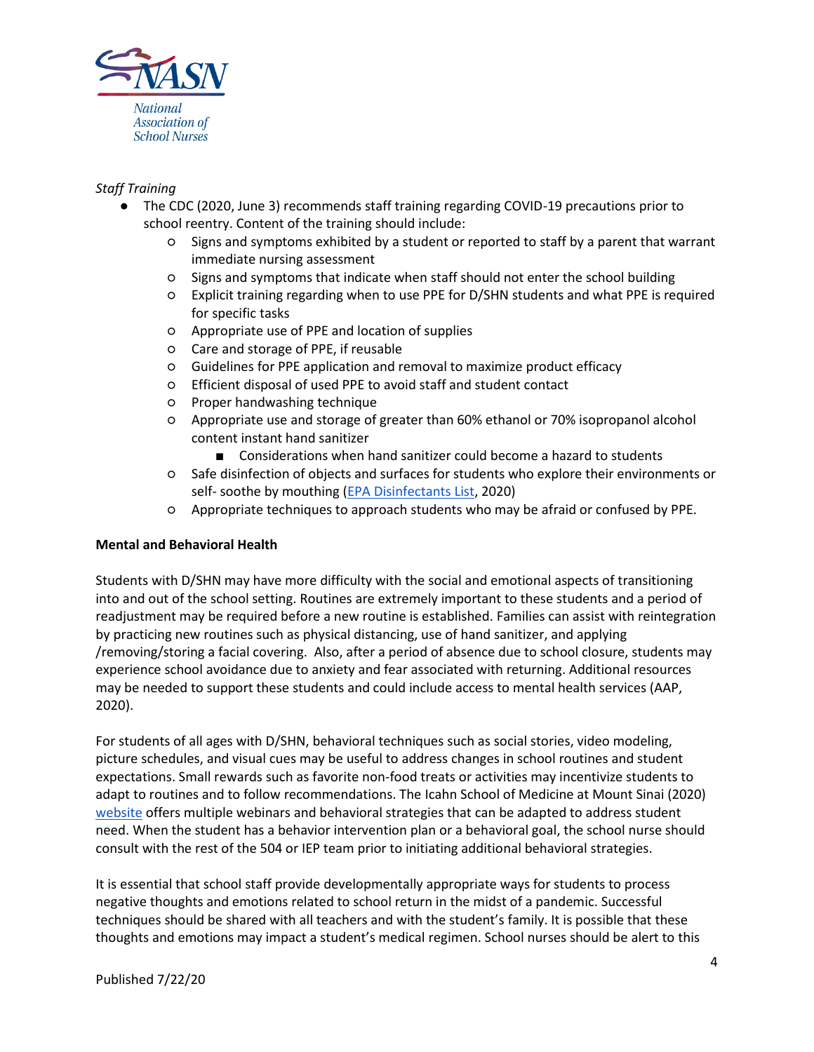*Staff Training*

- The CDC (2020, June 3) recommends staff training regarding COVID-19 precautions prior to school reentry. Content of the training should include:
    - Signs and symptoms exhibited by a student or reported to staff by a parent that warrant immediate nursing assessment
    - Signs and symptoms that indicate when staff should not enter the school building
    - Explicit training regarding when to use PPE for D/SHN students and what PPE is required for specific tasks
    - Appropriate use of PPE and location of supplies
    - Care and storage of PPE, if reusable
    - Guidelines for PPE application and removal to maximize product efficacy
    - Efficient disposal of used PPE to avoid staff and student contact
    - Proper handwashing technique
    - Appropriate use and storage of greater than 60% ethanol or 70% isopropanol alcohol content instant hand sanitizer
        - Considerations when hand sanitizer could become a hazard to students
    - Safe disinfection of objects and surfaces for students who explore their environments or self- soothe by mouthing (EPA Disinfectants List, 2020)
    - Appropriate techniques to approach students who may be afraid or confused by PPE.

**Mental and Behavioral Health**

Students with D/SHN may have more difficulty with the social and emotional aspects of transitioning into and out of the school setting. Routines are extremely important to these students and a period of readjustment may be required before a new routine is established. Families can assist with reintegration by practicing new routines such as physical distancing, use of hand sanitizer, and applying /removing/storing a facial covering. Also, after a period of absence due to school closure, students may experience school avoidance due to anxiety and fear associated with returning. Additional resources may be needed to support these students and could include access to mental health services (AAP, 2020).

For students of all ages with D/SHN, behavioral techniques such as social stories, video modeling, picture schedules, and visual cues may be useful to address changes in school routines and student expectations. Small rewards such as favorite non-food treats or activities may incentivize students to adapt to routines and to follow recommendations. The Icahn School of Medicine at Mount Sinai (2020) website offers multiple webinars and behavioral strategies that can be adapted to address student need. When the student has a behavior intervention plan or a behavioral goal, the school nurse should consult with the rest of the 504 or IEP team prior to initiating additional behavioral strategies.

It is essential that school staff provide developmentally appropriate ways for students to process negative thoughts and emotions related to school return in the midst of a pandemic. Successful techniques should be shared with all teachers and with the student's family. It is possible that these thoughts and emotions may impact a student's medical regimen. School nurses should be alert to this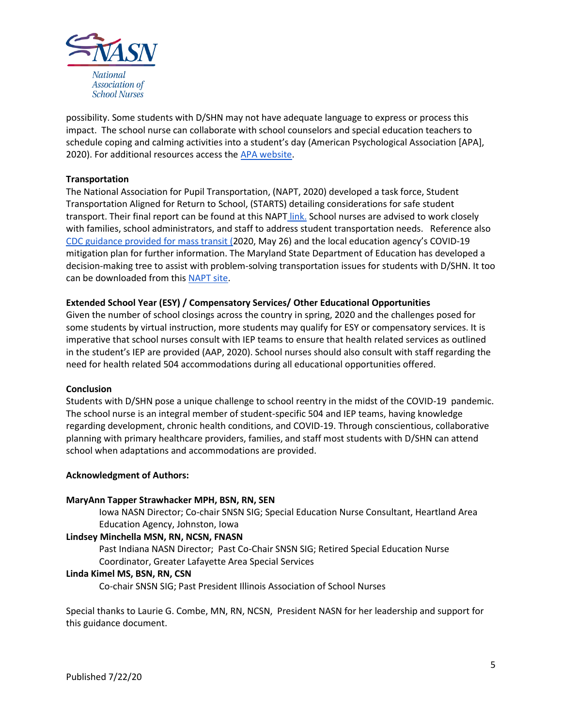possibility. Some students with D/SHN may not have adequate language to express or process this impact. The school nurse can collaborate with school counselors and special education teachers to schedule coping and calming activities into a student's day (American Psychological Association [APA], 2020). For additional resources access the APA website.

**Transportation**

The National Association for Pupil Transportation, (NAPT, 2020) developed a task force, Student Transportation Aligned for Return to School, (STARTS) detailing considerations for safe student transport. Their final report can be found at this NAPT link. School nurses are advised to work closely with families, school administrators, and staff to address student transportation needs. Reference also CDC guidance provided for mass transit (2020, May 26) and the local education agency's COVID-19 mitigation plan for further information. The Maryland State Department of Education has developed a decision-making tree to assist with problem-solving transportation issues for students with D/SHN. It too can be downloaded from this NAPT site.

**Extended School Year (ESY) / Compensatory Services/ Other Educational Opportunities**

Given the number of school closings across the country in spring, 2020 and the challenges posed for some students by virtual instruction, more students may qualify for ESY or compensatory services. It is imperative that school nurses consult with IEP teams to ensure that health related services as outlined in the student's IEP are provided (AAP, 2020). School nurses should also consult with staff regarding the need for health related 504 accommodations during all educational opportunities offered.

**Conclusion**

Students with D/SHN pose a unique challenge to school reentry in the midst of the COVID-19 pandemic. The school nurse is an integral member of student-specific 504 and IEP teams, having knowledge regarding development, chronic health conditions, and COVID-19. Through conscientious, collaborative planning with primary healthcare providers, families, and staff most students with D/SHN can attend school when adaptations and accommodations are provided.

**Acknowledgment of Authors:**

**MaryAnn Tapper Strawhacker MPH, BSN, RN, SEN**

Iowa NASN Director; Co-chair SNSN SIG; Special Education Nurse Consultant, Heartland Area Education Agency, Johnston, Iowa

**Lindsey Minchella MSN, RN, NCSN, FNASN**

Past Indiana NASN Director; Past Co-Chair SNSN SIG; Retired Special Education Nurse Coordinator, Greater Lafayette Area Special Services

**Linda Kimel MS, BSN, RN, CSN**

Co-chair SNSN SIG; Past President Illinois Association of School Nurses

Special thanks to Laurie G. Combe, MN, RN, NCSN, President NASN for her leadership and support for this guidance document.

Published 7/22/20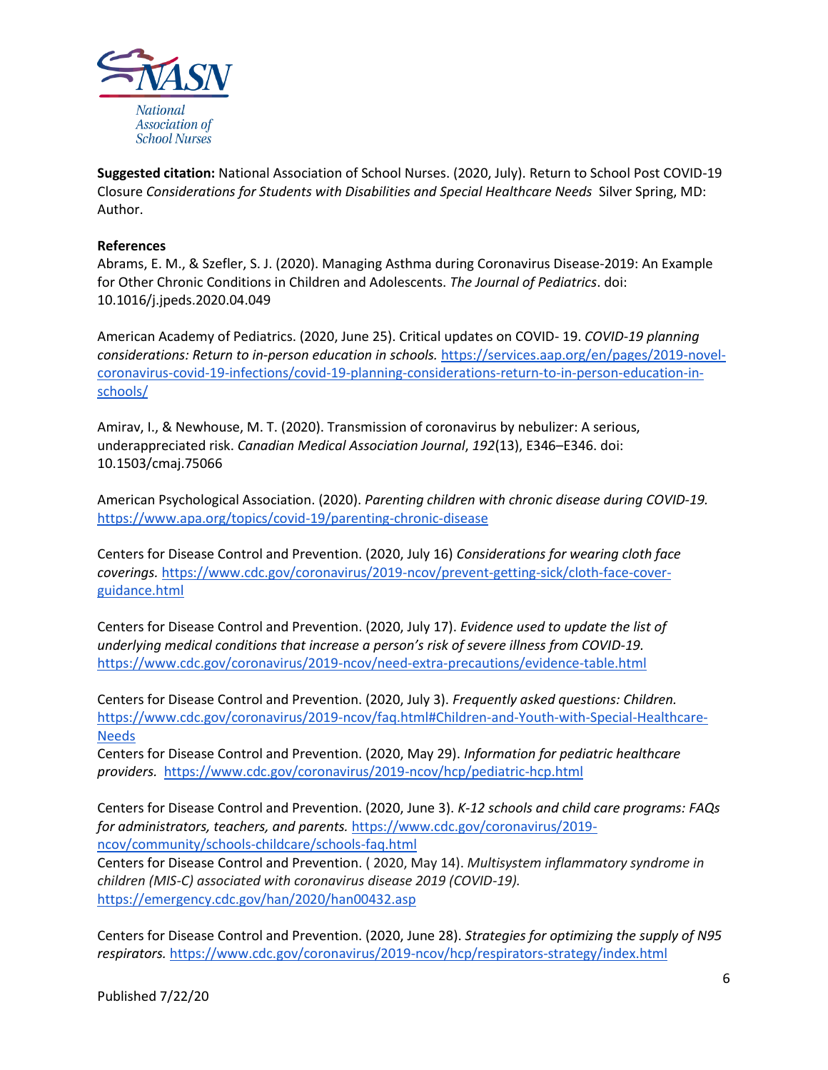**Suggested citation:** National Association of School Nurses. (2020, July). Return to School Post COVID-19 Closure *Considerations for Students with Disabilities and Special Healthcare Needs* Silver Spring, MD: Author.

**References**

Abrams, E. M., & Szefler, S. J. (2020). Managing Asthma during Coronavirus Disease-2019: An Example for Other Chronic Conditions in Children and Adolescents. *The Journal of Pediatrics*. doi: 10.1016/j.jpeds.2020.04.049

American Academy of Pediatrics. (2020, June 25). Critical updates on COVID- 19. *COVID-19 planning considerations: Return to in-person education in schools.* https://services.aap.org/en/pages/2019-novel-coronavirus-covid-19-infections/covid-19-planning-considerations-return-to-in-person-education-in-schools/

Amirav, I., & Newhouse, M. T. (2020). Transmission of coronavirus by nebulizer: A serious, underappreciated risk. *Canadian Medical Association Journal*, *192*(13), E346–E346. doi: 10.1503/cmaj.75066

American Psychological Association. (2020). *Parenting children with chronic disease during COVID-19.* https://www.apa.org/topics/covid-19/parenting-chronic-disease

Centers for Disease Control and Prevention. (2020, July 16) *Considerations for wearing cloth face coverings.* https://www.cdc.gov/coronavirus/2019-ncov/prevent-getting-sick/cloth-face-cover-guidance.html

Centers for Disease Control and Prevention. (2020, July 17). *Evidence used to update the list of underlying medical conditions that increase a person's risk of severe illness from COVID-19.* https://www.cdc.gov/coronavirus/2019-ncov/need-extra-precautions/evidence-table.html

Centers for Disease Control and Prevention. (2020, July 3). *Frequently asked questions: Children.* https://www.cdc.gov/coronavirus/2019-ncov/faq.html#Children-and-Youth-with-Special-Healthcare-Needs

Centers for Disease Control and Prevention. (2020, May 29). *Information for pediatric healthcare providers.* https://www.cdc.gov/coronavirus/2019-ncov/hcp/pediatric-hcp.html

Centers for Disease Control and Prevention. (2020, June 3). *K-12 schools and child care programs: FAQs for administrators, teachers, and parents.* https://www.cdc.gov/coronavirus/2019-ncov/community/schools-childcare/schools-faq.html

Centers for Disease Control and Prevention. ( 2020, May 14). *Multisystem inflammatory syndrome in children (MIS-C) associated with coronavirus disease 2019 (COVID-19).* https://emergency.cdc.gov/han/2020/han00432.asp

Centers for Disease Control and Prevention. (2020, June 28). *Strategies for optimizing the supply of N95 respirators.* https://www.cdc.gov/coronavirus/2019-ncov/hcp/respirators-strategy/index.html

Published 7/22/20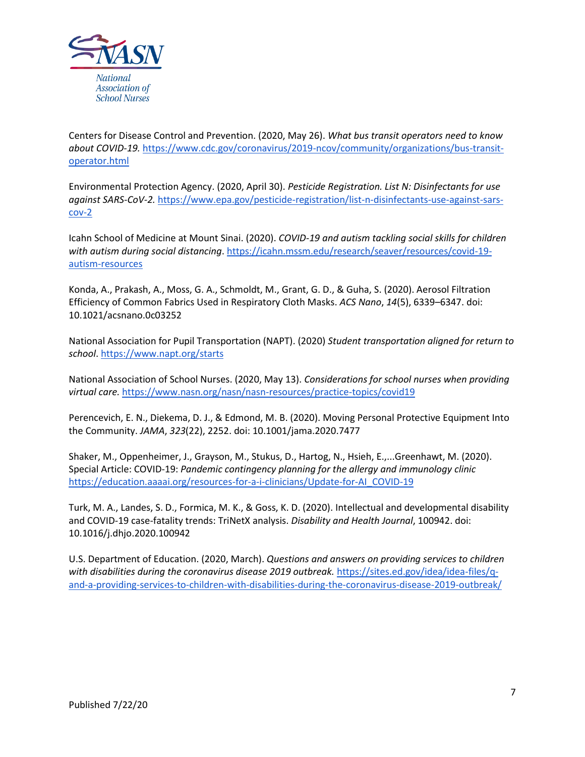Centers for Disease Control and Prevention. (2020, May 26). *What bus transit operators need to know about COVID-19.* https://www.cdc.gov/coronavirus/2019-ncov/community/organizations/bus-transit-operator.html

Environmental Protection Agency. (2020, April 30). *Pesticide Registration. List N: Disinfectants for use against SARS-CoV-2.* https://www.epa.gov/pesticide-registration/list-n-disinfectants-use-against-sars-cov-2

Icahn School of Medicine at Mount Sinai. (2020). *COVID-19 and autism tackling social skills for children with autism during social distancing*. https://icahn.mssm.edu/research/seaver/resources/covid-19-autism-resources

Konda, A., Prakash, A., Moss, G. A., Schmoldt, M., Grant, G. D., & Guha, S. (2020). Aerosol Filtration Efficiency of Common Fabrics Used in Respiratory Cloth Masks. *ACS Nano*, *14*(5), 6339–6347. doi: 10.1021/acsnano.0c03252

National Association for Pupil Transportation (NAPT). (2020) *Student transportation aligned for return to school*. https://www.napt.org/starts

National Association of School Nurses. (2020, May 13). *Considerations for school nurses when providing virtual care.* https://www.nasn.org/nasn/nasn-resources/practice-topics/covid19

Perencevich, E. N., Diekema, D. J., & Edmond, M. B. (2020). Moving Personal Protective Equipment Into the Community. *JAMA*, *323*(22), 2252. doi: 10.1001/jama.2020.7477

Shaker, M., Oppenheimer, J., Grayson, M., Stukus, D., Hartog, N., Hsieh, E.,...Greenhawt, M. (2020). Special Article: COVID-19: *Pandemic contingency planning for the allergy and immunology clinic* https://education.aaaai.org/resources-for-a-i-clinicians/Update-for-AI_COVID-19

Turk, M. A., Landes, S. D., Formica, M. K., & Goss, K. D. (2020). Intellectual and developmental disability and COVID-19 case-fatality trends: TriNetX analysis. *Disability and Health Journal*, 100942. doi: 10.1016/j.dhjo.2020.100942

U.S. Department of Education. (2020, March). *Questions and answers on providing services to children with disabilities during the coronavirus disease 2019 outbreak.* https://sites.ed.gov/idea/idea-files/q-and-a-providing-services-to-children-with-disabilities-during-the-coronavirus-disease-2019-outbreak/

Published 7/22/20